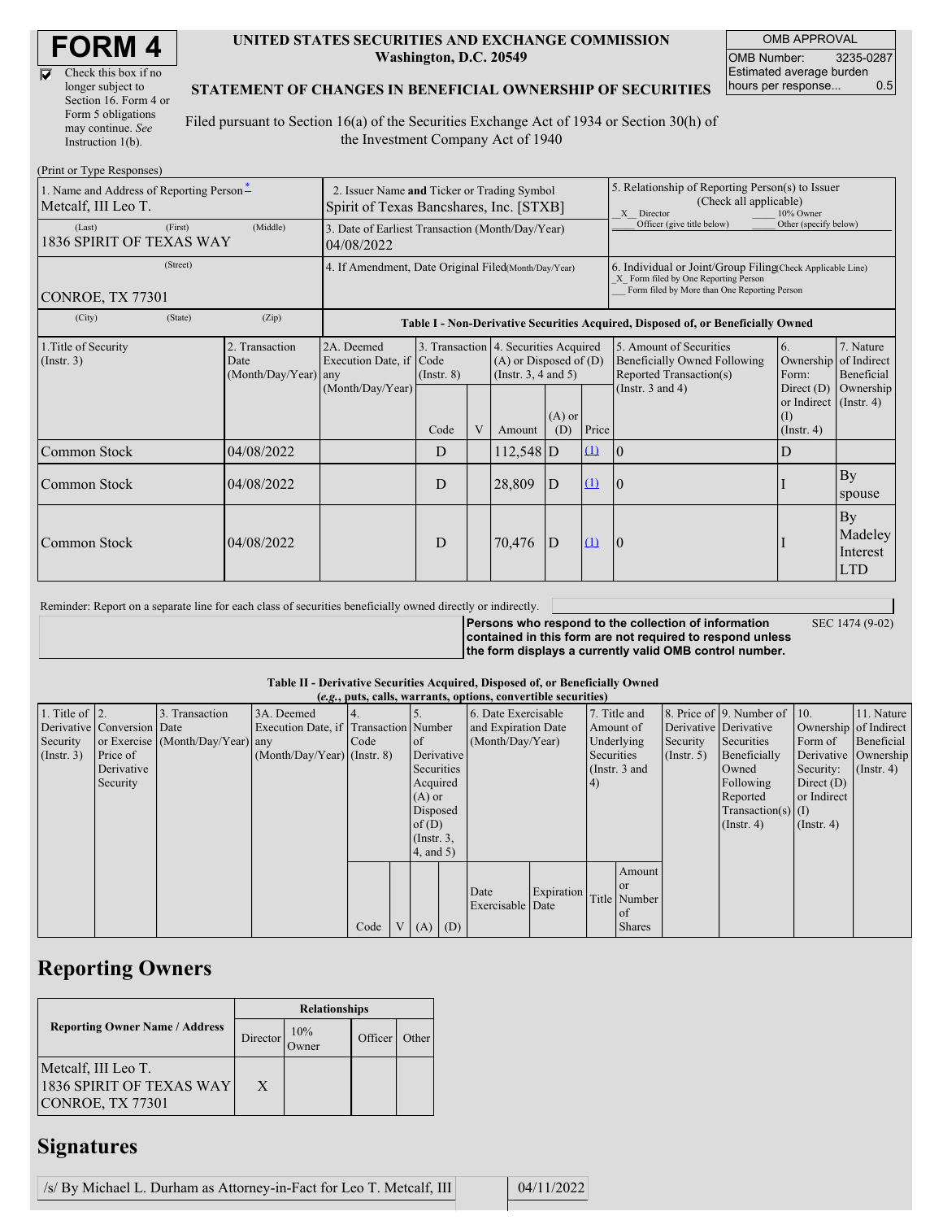# FORM 4

☑ Check this box if no longer subject to Section 16. Form 4 or Form 5 obligations may continue. *See* Instruction 1(b).

**UNITED STATES SECURITIES AND EXCHANGE COMMISSION**
**Washington, D.C. 20549**

**STATEMENT OF CHANGES IN BENEFICIAL OWNERSHIP OF SECURITIES**

Filed pursuant to Section 16(a) of the Securities Exchange Act of 1934 or Section 30(h) of the Investment Company Act of 1940

| OMB APPROVAL | |
|---|---|
| OMB Number: | 3235-0287 |
| Estimated average burden hours per response... | 0.5 |

(Print or Type Responses)

| 1. Name and Address of Reporting Person* | 2. Issuer Name and Ticker or Trading Symbol | 5. Relationship of Reporting Person(s) to Issuer (Check all applicable) |
|---|---|---|
| Metcalf, III Leo T. | Spirit of Texas Bancshares, Inc. [STXB] | _X_ Director ___ 10% Owner ___ Officer (give title below) ___ Other (specify below) |
| (Last) (First) (Middle) 1836 SPIRIT OF TEXAS WAY | 3. Date of Earliest Transaction (Month/Day/Year) 04/08/2022 | |
| (Street) CONROE, TX 77301 | 4. If Amendment, Date Original Filed (Month/Day/Year) | 6. Individual or Joint/Group Filing (Check Applicable Line) _X_ Form filed by One Reporting Person ___ Form filed by More than One Reporting Person |
| (City) (State) (Zip) | | |

**Table I - Non-Derivative Securities Acquired, Disposed of, or Beneficially Owned**

| 1.Title of Security (Instr. 3) | 2. Transaction Date (Month/Day/Year) | 2A. Deemed Execution Date, if any (Month/Day/Year) | 3. Transaction Code (Instr. 8) | | 4. Securities Acquired (A) or Disposed of (D) (Instr. 3, 4 and 5) | | | 5. Amount of Securities Beneficially Owned Following Reported Transaction(s) (Instr. 3 and 4) | 6. Ownership Form: Direct (D) or Indirect (I) (Instr. 4) | 7. Nature of Indirect Beneficial Ownership (Instr. 4) |
|---|---|---|---|---|---|---|---|---|---|---|
| | | | Code | V | Amount | (A) or (D) | Price | | | |
| Common Stock | 04/08/2022 | | D | | 112,548 | D | [(1)](#) | 0 | D | |
| Common Stock | 04/08/2022 | | D | | 28,809 | D | [(1)](#) | 0 | I | By spouse |
| Common Stock | 04/08/2022 | | D | | 70,476 | D | [(1)](#) | 0 | I | By Madeley Interest LTD |

Reminder: Report on a separate line for each class of securities beneficially owned directly or indirectly.

**Persons who respond to the collection of information contained in this form are not required to respond unless the form displays a currently valid OMB control number.** SEC 1474 (9-02)

**Table II - Derivative Securities Acquired, Disposed of, or Beneficially Owned**
***(e.g.*, puts, calls, warrants, options, convertible securities)**

| 1. Title of Derivative Security (Instr. 3) | 2. Conversion or Exercise Price of Derivative Security | 3. Transaction Date (Month/Day/Year) | 3A. Deemed Execution Date, if any (Month/Day/Year) | 4. Transaction Code (Instr. 8) | | 5. Number of Derivative Securities Acquired (A) or Disposed of (D) (Instr. 3, 4, and 5) | | 6. Date Exercisable and Expiration Date (Month/Day/Year) | | 7. Title and Amount of Underlying Securities (Instr. 3 and 4) | | 8. Price of Derivative Security (Instr. 5) | 9. Number of Derivative Securities Beneficially Owned Following Reported Transaction(s) (Instr. 4) | 10. Ownership Form of Derivative Security: Direct (D) or Indirect (I) (Instr. 4) | 11. Nature of Indirect Beneficial Ownership (Instr. 4) |
|---|---|---|---|---|---|---|---|---|---|---|---|---|---|---|---|
| | | | | Code | V | (A) | (D) | Date Exercisable | Expiration Date | Title | Amount or Number of Shares | | | | |

## Reporting Owners

| Reporting Owner Name / Address | Relationships | | | |
|---|---|---|---|---|
| | Director | 10% Owner | Officer | Other |
| Metcalf, III Leo T. 1836 SPIRIT OF TEXAS WAY CONROE, TX 77301 | X | | | |

## Signatures

| /s/ By Michael L. Durham as Attorney-in-Fact for Leo T. Metcalf, III | 04/11/2022 |
|---|---|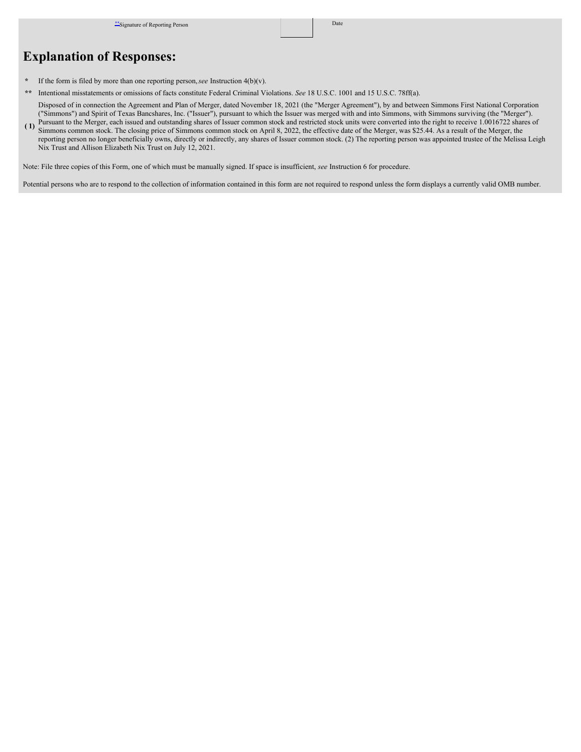| **Signature of Reporting Person | Date |
| --- | --- |

## Explanation of Responses:

\* If the form is filed by more than one reporting person, *see* Instruction 4(b)(v).

** Intentional misstatements or omissions of facts constitute Federal Criminal Violations. *See* 18 U.S.C. 1001 and 15 U.S.C. 78ff(a).

(1) Disposed of in connection the Agreement and Plan of Merger, dated November 18, 2021 (the "Merger Agreement"), by and between Simmons First National Corporation ("Simmons") and Spirit of Texas Bancshares, Inc. ("Issuer"), pursuant to which the Issuer was merged with and into Simmons, with Simmons surviving (the "Merger"). Pursuant to the Merger, each issued and outstanding shares of Issuer common stock and restricted stock units were converted into the right to receive 1.0016722 shares of Simmons common stock. The closing price of Simmons common stock on April 8, 2022, the effective date of the Merger, was $25.44. As a result of the Merger, the reporting person no longer beneficially owns, directly or indirectly, any shares of Issuer common stock. (2) The reporting person was appointed trustee of the Melissa Leigh Nix Trust and Allison Elizabeth Nix Trust on July 12, 2021.

Note: File three copies of this Form, one of which must be manually signed. If space is insufficient, *see* Instruction 6 for procedure.

Potential persons who are to respond to the collection of information contained in this form are not required to respond unless the form displays a currently valid OMB number.